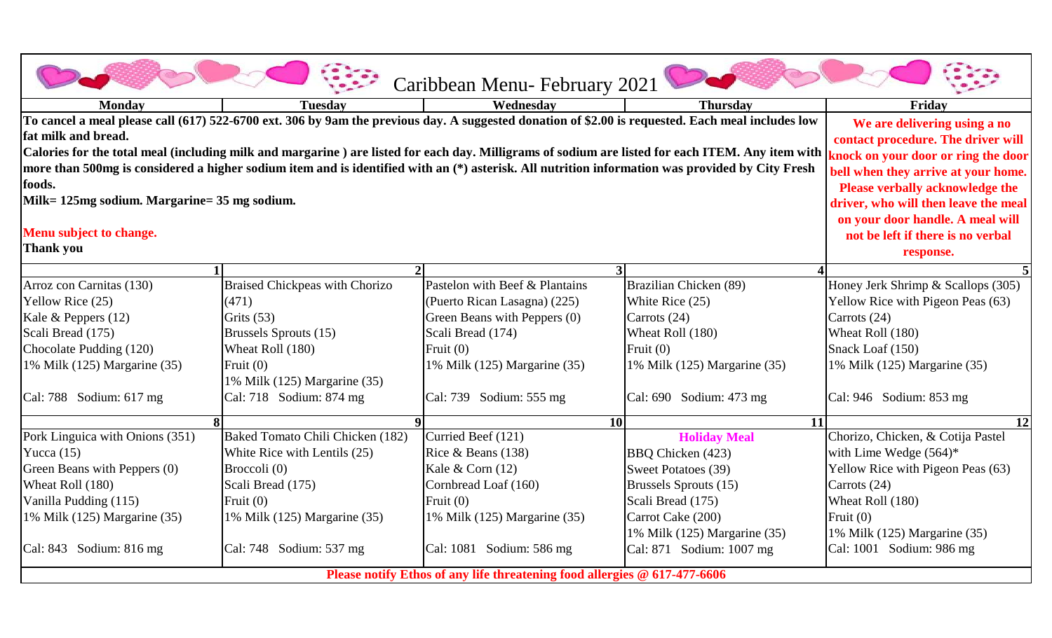# Caribbean Menu- February 2021

| Monday | Tuesday | Wednesday | Thursday | Friday |
|---|---|---|---|---|
| **To cancel a meal please call (617) 522-6700 ext. 306 by 9am the previous day. A suggested donation of $2.00 is requested. Each meal includes low fat milk and bread.** **Calories for the total meal (including milk and margarine ) are listed for each day. Milligrams of sodium are listed for each ITEM. Any item with more than 500mg is considered a higher sodium item and is identified with an (*) asterisk. All nutrition information was provided by City Fresh foods.** **Milk= 125mg sodium. Margarine= 35 mg sodium.** **Menu subject to change.** **Thank you** | | | | **We are delivering using a no contact procedure. The driver will knock on your door or ring the door bell when they arrive at your home. Please verbally acknowledge the driver, who will then leave the meal on your door handle. A meal will not be left if there is no verbal response.** |
| **1** | **2** | **3** | **4** | **5** |
| Arroz con Carnitas (130)<br>Yellow Rice (25)<br>Kale & Peppers (12)<br>Scali Bread (175)<br>Chocolate Pudding (120)<br>1% Milk (125) Margarine (35)<br><br>Cal: 788 Sodium: 617 mg | Braised Chickpeas with Chorizo (471)<br>Grits (53)<br>Brussels Sprouts (15)<br>Wheat Roll (180)<br>Fruit (0)<br>1% Milk (125) Margarine (35)<br>Cal: 718 Sodium: 874 mg | Pastelon with Beef & Plantains (Puerto Rican Lasagna) (225)<br>Green Beans with Peppers (0)<br>Scali Bread (174)<br>Fruit (0)<br>1% Milk (125) Margarine (35)<br><br>Cal: 739 Sodium: 555 mg | Brazilian Chicken (89)<br>White Rice (25)<br>Carrots (24)<br>Wheat Roll (180)<br>Fruit (0)<br>1% Milk (125) Margarine (35)<br><br>Cal: 690 Sodium: 473 mg | Honey Jerk Shrimp & Scallops (305)<br>Yellow Rice with Pigeon Peas (63)<br>Carrots (24)<br>Wheat Roll (180)<br>Snack Loaf (150)<br>1% Milk (125) Margarine (35)<br><br>Cal: 946 Sodium: 853 mg |
| **8** | **9** | **10** | **11** | **12** |
| Pork Linguica with Onions (351)<br>Yucca (15)<br>Green Beans with Peppers (0)<br>Wheat Roll (180)<br>Vanilla Pudding (115)<br>1% Milk (125) Margarine (35)<br><br>Cal: 843 Sodium: 816 mg | Baked Tomato Chili Chicken (182)<br>White Rice with Lentils (25)<br>Broccoli (0)<br>Scali Bread (175)<br>Fruit (0)<br>1% Milk (125) Margarine (35)<br><br>Cal: 748 Sodium: 537 mg | Curried Beef (121)<br>Rice & Beans (138)<br>Kale & Corn (12)<br>Cornbread Loaf (160)<br>Fruit (0)<br>1% Milk (125) Margarine (35)<br><br>Cal: 1081 Sodium: 586 mg | **Holiday Meal**<br>BBQ Chicken (423)<br>Sweet Potatoes (39)<br>Brussels Sprouts (15)<br>Scali Bread (175)<br>Carrot Cake (200)<br>1% Milk (125) Margarine (35)<br>Cal: 871 Sodium: 1007 mg | Chorizo, Chicken, & Cotija Pastel with Lime Wedge (564)*<br>Yellow Rice with Pigeon Peas (63)<br>Carrots (24)<br>Wheat Roll (180)<br>Fruit (0)<br>1% Milk (125) Margarine (35)<br>Cal: 1001 Sodium: 986 mg |

**Please notify Ethos of any life threatening food allergies @ 617-477-6606**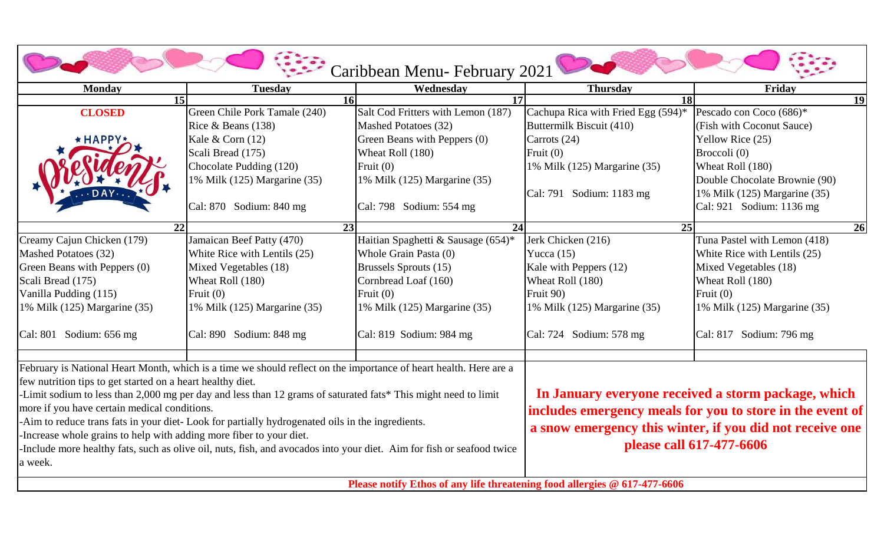# Caribbean Menu- February 2021

| Monday | Tuesday | Wednesday | Thursday | Friday |
|---|---|---|---|---|
| 15 | 16 | 17 | 18 | 19 |
| **CLOSED**<br><br>HAPPY President's DAY | Green Chile Pork Tamale (240)<br>Rice & Beans (138)<br>Kale & Corn (12)<br>Scali Bread (175)<br>Chocolate Pudding (120)<br>1% Milk (125) Margarine (35)<br><br>Cal: 870 Sodium: 840 mg | Salt Cod Fritters with Lemon (187)<br>Mashed Potatoes (32)<br>Green Beans with Peppers (0)<br>Wheat Roll (180)<br>Fruit (0)<br>1% Milk (125) Margarine (35)<br><br>Cal: 798 Sodium: 554 mg | Cachupa Rica with Fried Egg (594)*<br>Buttermilk Biscuit (410)<br>Carrots (24)<br>Fruit (0)<br>1% Milk (125) Margarine (35)<br><br>Cal: 791 Sodium: 1183 mg | Pescado con Coco (686)*<br>(Fish with Coconut Sauce)<br>Yellow Rice (25)<br>Broccoli (0)<br>Wheat Roll (180)<br>Double Chocolate Brownie (90)<br>1% Milk (125) Margarine (35)<br>Cal: 921 Sodium: 1136 mg |
| 22 | 23 | 24 | 25 | 26 |
| Creamy Cajun Chicken (179)<br>Mashed Potatoes (32)<br>Green Beans with Peppers (0)<br>Scali Bread (175)<br>Vanilla Pudding (115)<br>1% Milk (125) Margarine (35)<br><br>Cal: 801 Sodium: 656 mg | Jamaican Beef Patty (470)<br>White Rice with Lentils (25)<br>Mixed Vegetables (18)<br>Wheat Roll (180)<br>Fruit (0)<br>1% Milk (125) Margarine (35)<br><br>Cal: 890 Sodium: 848 mg | Haitian Spaghetti & Sausage (654)*<br>Whole Grain Pasta (0)<br>Brussels Sprouts (15)<br>Cornbread Loaf (160)<br>Fruit (0)<br>1% Milk (125) Margarine (35)<br><br>Cal: 819 Sodium: 984 mg | Jerk Chicken (216)<br>Yucca (15)<br>Kale with Peppers (12)<br>Wheat Roll (180)<br>Fruit 90)<br>1% Milk (125) Margarine (35)<br><br>Cal: 724 Sodium: 578 mg | Tuna Pastel with Lemon (418)<br>White Rice with Lentils (25)<br>Mixed Vegetables (18)<br>Wheat Roll (180)<br>Fruit (0)<br>1% Milk (125) Margarine (35)<br><br>Cal: 817 Sodium: 796 mg |

February is National Heart Month, which is a time we should reflect on the importance of heart health. Here are a few nutrition tips to get started on a heart healthy diet.

-Limit sodium to less than 2,000 mg per day and less than 12 grams of saturated fats* This might need to limit more if you have certain medical conditions.

-Aim to reduce trans fats in your diet- Look for partially hydrogenated oils in the ingredients.

-Increase whole grains to help with adding more fiber to your diet.

-Include more healthy fats, such as olive oil, nuts, fish, and avocados into your diet. Aim for fish or seafood twice a week.

**In January everyone received a storm package, which includes emergency meals for you to store in the event of a snow emergency this winter, if you did not receive one please call 617-477-6606**

**Please notify Ethos of any life threatening food allergies @ 617-477-6606**